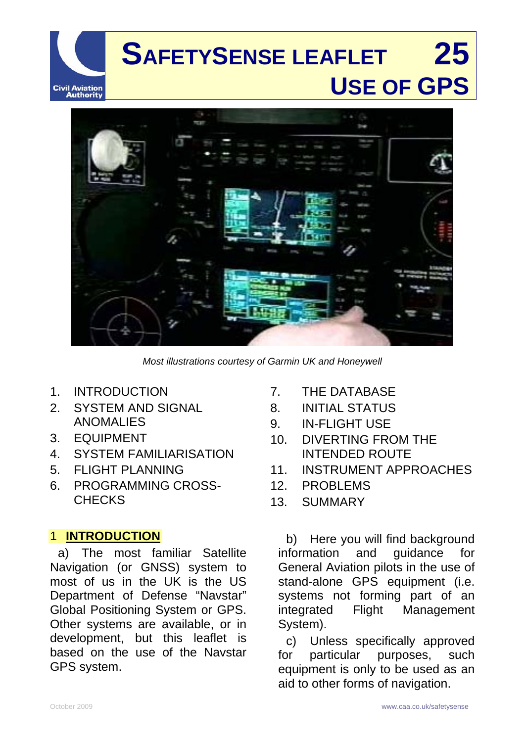# SAFETYSENSE LEAFLET 25
# USE OF GPS

*Most illustrations courtesy of Garmin UK and Honeywell*

1. INTRODUCTION
2. SYSTEM AND SIGNAL ANOMALIES
3. EQUIPMENT
4. SYSTEM FAMILIARISATION
5. FLIGHT PLANNING
6. PROGRAMMING CROSS-CHECKS
7. THE DATABASE
8. INITIAL STATUS
9. IN-FLIGHT USE
10. DIVERTING FROM THE INTENDED ROUTE
11. INSTRUMENT APPROACHES
12. PROBLEMS
13. SUMMARY

## 1 INTRODUCTION

a) The most familiar Satellite Navigation (or GNSS) system to most of us in the UK is the US Department of Defense "Navstar" Global Positioning System or GPS. Other systems are available, or in development, but this leaflet is based on the use of the Navstar GPS system.

b) Here you will find background information and guidance for General Aviation pilots in the use of stand-alone GPS equipment (i.e. systems not forming part of an integrated Flight Management System).

c) Unless specifically approved for particular purposes, such equipment is only to be used as an aid to other forms of navigation.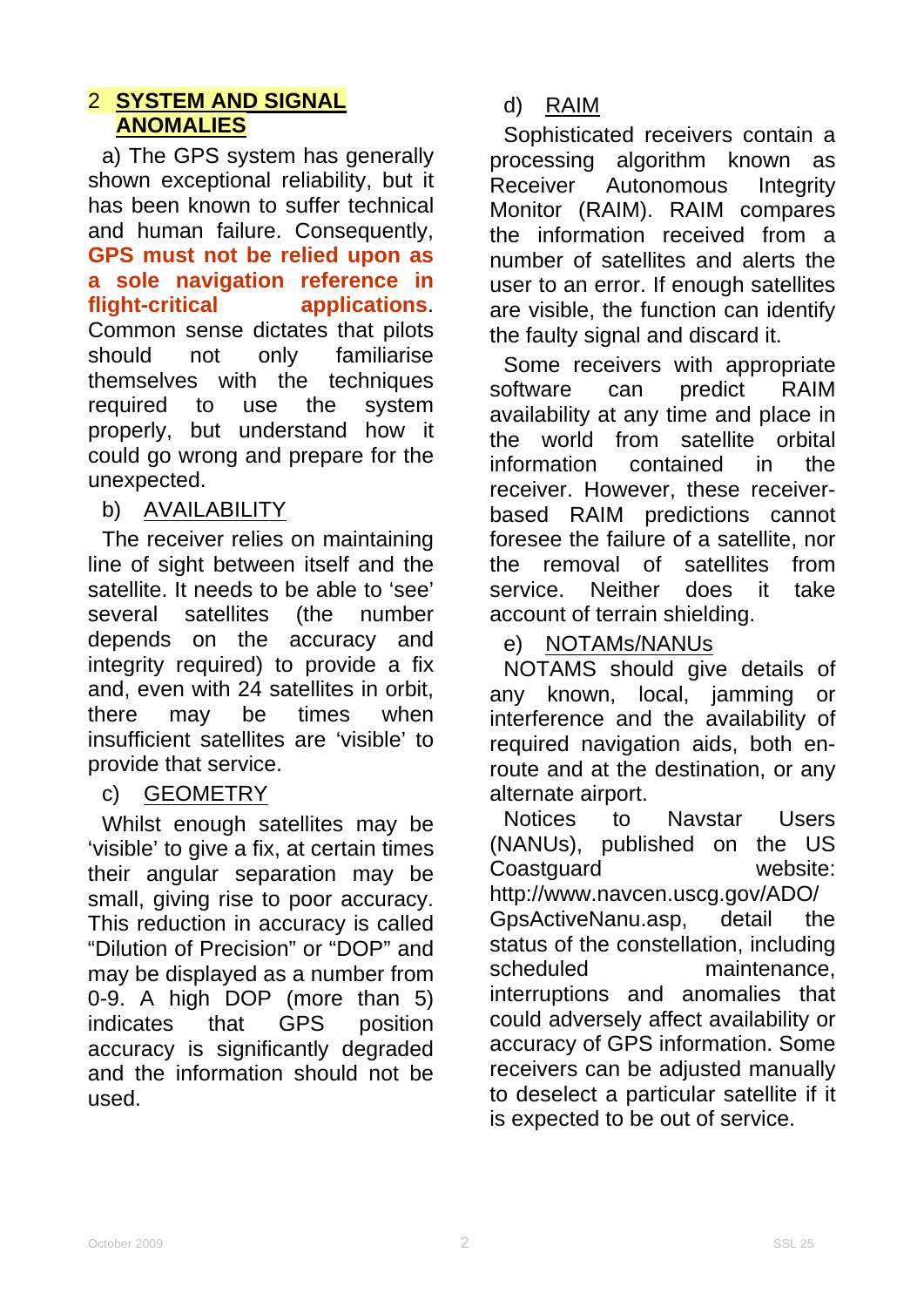## 2 SYSTEM AND SIGNAL ANOMALIES

a) The GPS system has generally shown exceptional reliability, but it has been known to suffer technical and human failure. Consequently, **GPS must not be relied upon as a sole navigation reference in flight-critical applications**. Common sense dictates that pilots should not only familiarise themselves with the techniques required to use the system properly, but understand how it could go wrong and prepare for the unexpected.

b) AVAILABILITY

The receiver relies on maintaining line of sight between itself and the satellite. It needs to be able to 'see' several satellites (the number depends on the accuracy and integrity required) to provide a fix and, even with 24 satellites in orbit, there may be times when insufficient satellites are 'visible' to provide that service.

c) GEOMETRY

Whilst enough satellites may be 'visible' to give a fix, at certain times their angular separation may be small, giving rise to poor accuracy. This reduction in accuracy is called "Dilution of Precision" or "DOP" and may be displayed as a number from 0-9. A high DOP (more than 5) indicates that GPS position accuracy is significantly degraded and the information should not be used.

d) RAIM

Sophisticated receivers contain a processing algorithm known as Receiver Autonomous Integrity Monitor (RAIM). RAIM compares the information received from a number of satellites and alerts the user to an error. If enough satellites are visible, the function can identify the faulty signal and discard it.

Some receivers with appropriate software can predict RAIM availability at any time and place in the world from satellite orbital information contained in the receiver. However, these receiver-based RAIM predictions cannot foresee the failure of a satellite, nor the removal of satellites from service. Neither does it take account of terrain shielding.

e) NOTAMs/NANUs

NOTAMS should give details of any known, local, jamming or interference and the availability of required navigation aids, both en-route and at the destination, or any alternate airport.

Notices to Navstar Users (NANUs), published on the US Coastguard website: http://www.navcen.uscg.gov/ADO/GpsActiveNanu.asp, detail the status of the constellation, including scheduled maintenance, interruptions and anomalies that could adversely affect availability or accuracy of GPS information. Some receivers can be adjusted manually to deselect a particular satellite if it is expected to be out of service.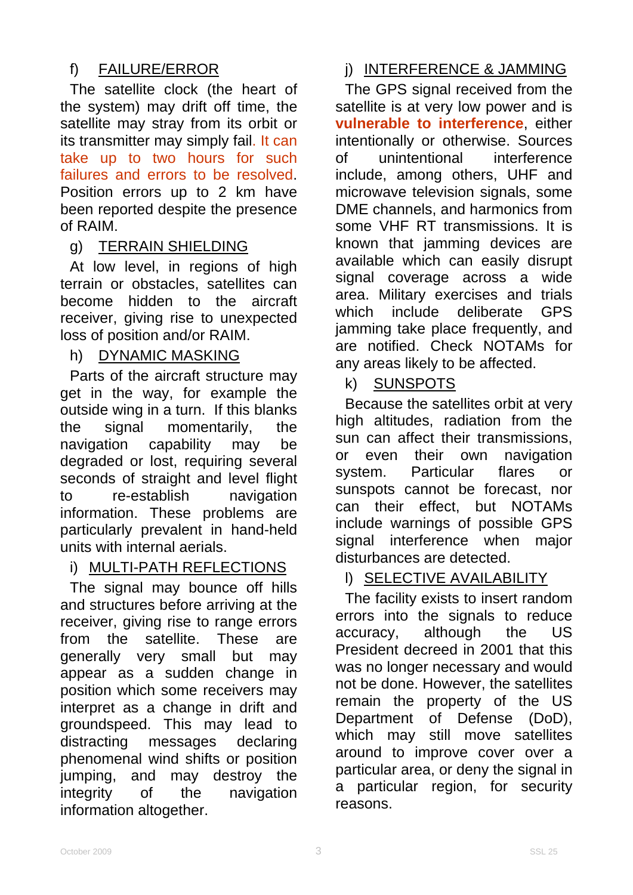f) FAILURE/ERROR

The satellite clock (the heart of the system) may drift off time, the satellite may stray from its orbit or its transmitter may simply fail. It can take up to two hours for such failures and errors to be resolved. Position errors up to 2 km have been reported despite the presence of RAIM.

g) TERRAIN SHIELDING

At low level, in regions of high terrain or obstacles, satellites can become hidden to the aircraft receiver, giving rise to unexpected loss of position and/or RAIM.

h) DYNAMIC MASKING

Parts of the aircraft structure may get in the way, for example the outside wing in a turn. If this blanks the signal momentarily, the navigation capability may be degraded or lost, requiring several seconds of straight and level flight to re-establish navigation information. These problems are particularly prevalent in hand-held units with internal aerials.

i) MULTI-PATH REFLECTIONS

The signal may bounce off hills and structures before arriving at the receiver, giving rise to range errors from the satellite. These are generally very small but may appear as a sudden change in position which some receivers may interpret as a change in drift and groundspeed. This may lead to distracting messages declaring phenomenal wind shifts or position jumping, and may destroy the integrity of the navigation information altogether.

j) INTERFERENCE & JAMMING

The GPS signal received from the satellite is at very low power and is **vulnerable to interference**, either intentionally or otherwise. Sources of unintentional interference include, among others, UHF and microwave television signals, some DME channels, and harmonics from some VHF RT transmissions. It is known that jamming devices are available which can easily disrupt signal coverage across a wide area. Military exercises and trials which include deliberate GPS jamming take place frequently, and are notified. Check NOTAMs for any areas likely to be affected.

k) SUNSPOTS

Because the satellites orbit at very high altitudes, radiation from the sun can affect their transmissions, or even their own navigation system. Particular flares or sunspots cannot be forecast, nor can their effect, but NOTAMs include warnings of possible GPS signal interference when major disturbances are detected.

l) SELECTIVE AVAILABILITY

The facility exists to insert random errors into the signals to reduce accuracy, although the US President decreed in 2001 that this was no longer necessary and would not be done. However, the satellites remain the property of the US Department of Defense (DoD), which may still move satellites around to improve cover over a particular area, or deny the signal in a particular region, for security reasons.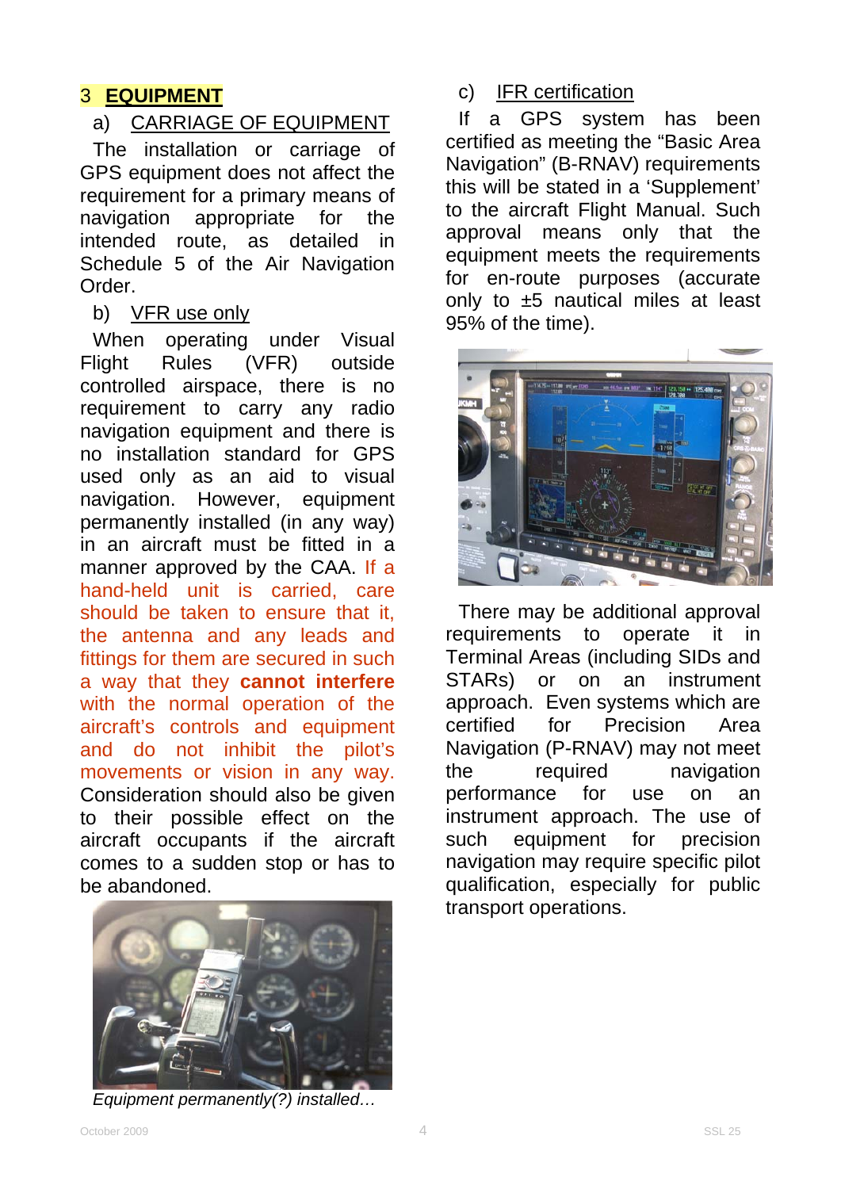## 3 EQUIPMENT

### a) CARRIAGE OF EQUIPMENT

The installation or carriage of GPS equipment does not affect the requirement for a primary means of navigation appropriate for the intended route, as detailed in Schedule 5 of the Air Navigation Order.

### b) VFR use only

When operating under Visual Flight Rules (VFR) outside controlled airspace, there is no requirement to carry any radio navigation equipment and there is no installation standard for GPS used only as an aid to visual navigation. However, equipment permanently installed (in any way) in an aircraft must be fitted in a manner approved by the CAA. If a hand-held unit is carried, care should be taken to ensure that it, the antenna and any leads and fittings for them are secured in such a way that they **cannot interfere** with the normal operation of the aircraft's controls and equipment and do not inhibit the pilot's movements or vision in any way. Consideration should also be given to their possible effect on the aircraft occupants if the aircraft comes to a sudden stop or has to be abandoned.

*Equipment permanently(?) installed…*

### c) IFR certification

If a GPS system has been certified as meeting the "Basic Area Navigation" (B-RNAV) requirements this will be stated in a 'Supplement' to the aircraft Flight Manual. Such approval means only that the equipment meets the requirements for en-route purposes (accurate only to ±5 nautical miles at least 95% of the time).

There may be additional approval requirements to operate it in Terminal Areas (including SIDs and STARs) or on an instrument approach. Even systems which are certified for Precision Area Navigation (P-RNAV) may not meet the required navigation performance for use on an instrument approach. The use of such equipment for precision navigation may require specific pilot qualification, especially for public transport operations.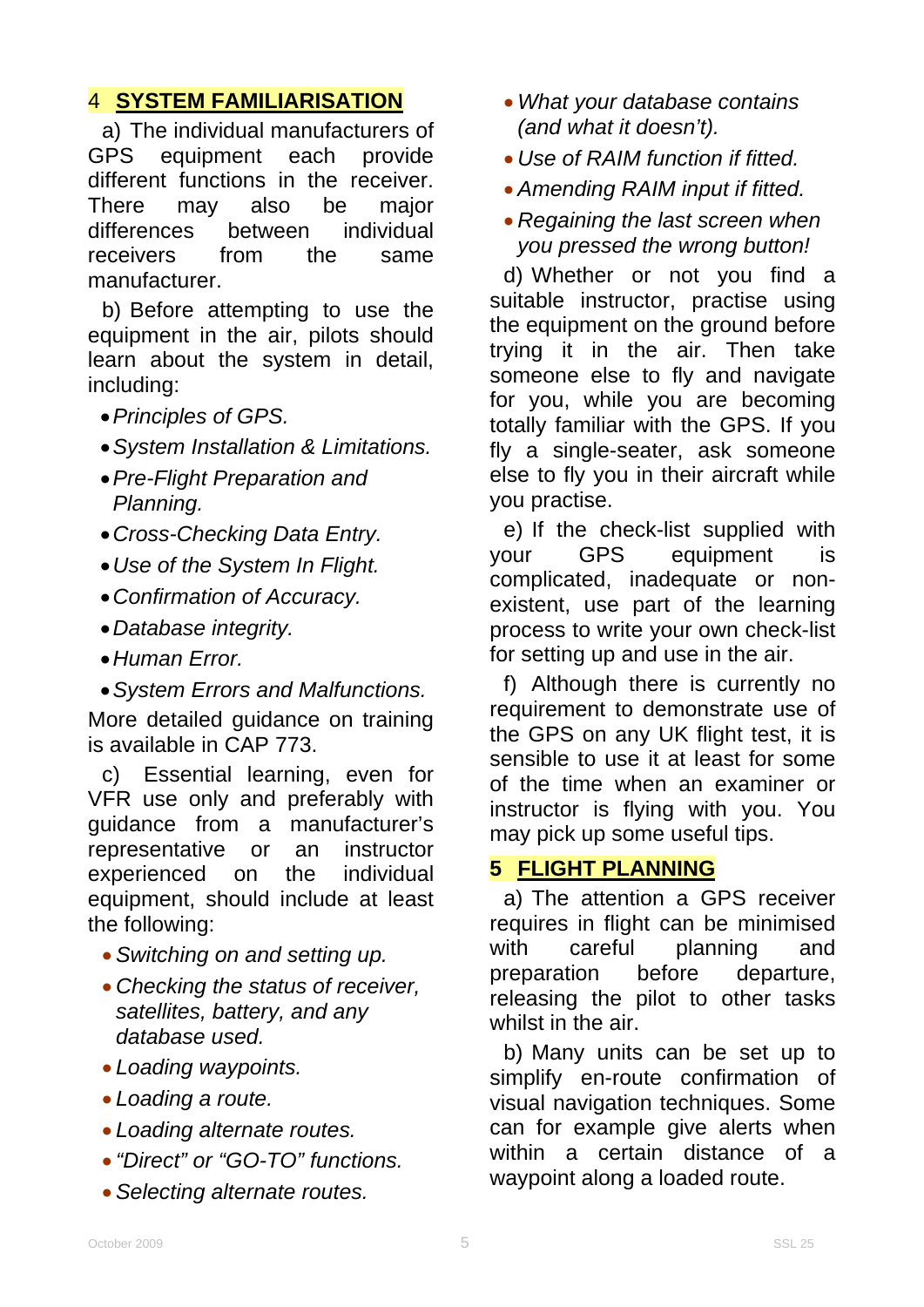## 4 SYSTEM FAMILIARISATION

a) The individual manufacturers of GPS equipment each provide different functions in the receiver. There may also be major differences between individual receivers from the same manufacturer.

b) Before attempting to use the equipment in the air, pilots should learn about the system in detail, including:

- *Principles of GPS.*
- *System Installation & Limitations.*
- *Pre-Flight Preparation and Planning.*
- *Cross-Checking Data Entry.*
- *Use of the System In Flight.*
- *Confirmation of Accuracy.*
- *Database integrity.*
- *Human Error.*
- *System Errors and Malfunctions.*

More detailed guidance on training is available in CAP 773.

c) Essential learning, even for VFR use only and preferably with guidance from a manufacturer's representative or an instructor experienced on the individual equipment, should include at least the following:

- *Switching on and setting up.*
- *Checking the status of receiver, satellites, battery, and any database used.*
- *Loading waypoints.*
- *Loading a route.*
- *Loading alternate routes.*
- *"Direct" or "GO-TO" functions.*
- *Selecting alternate routes.*
- *What your database contains (and what it doesn't).*
- *Use of RAIM function if fitted.*
- *Amending RAIM input if fitted.*
- *Regaining the last screen when you pressed the wrong button!*

d) Whether or not you find a suitable instructor, practise using the equipment on the ground before trying it in the air. Then take someone else to fly and navigate for you, while you are becoming totally familiar with the GPS. If you fly a single-seater, ask someone else to fly you in their aircraft while you practise.

e) If the check-list supplied with your GPS equipment is complicated, inadequate or non-existent, use part of the learning process to write your own check-list for setting up and use in the air.

f) Although there is currently no requirement to demonstrate use of the GPS on any UK flight test, it is sensible to use it at least for some of the time when an examiner or instructor is flying with you. You may pick up some useful tips.

## 5 FLIGHT PLANNING

a) The attention a GPS receiver requires in flight can be minimised with careful planning and preparation before departure, releasing the pilot to other tasks whilst in the air.

b) Many units can be set up to simplify en-route confirmation of visual navigation techniques. Some can for example give alerts when within a certain distance of a waypoint along a loaded route.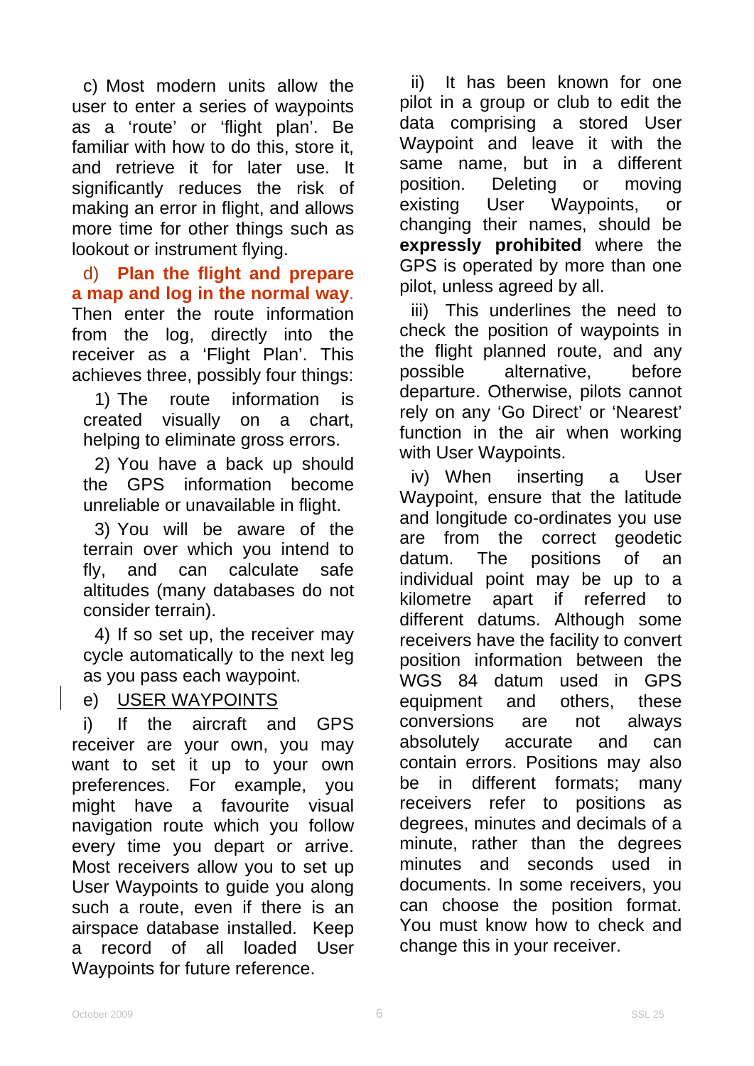c) Most modern units allow the user to enter a series of waypoints as a 'route' or 'flight plan'. Be familiar with how to do this, store it, and retrieve it for later use. It significantly reduces the risk of making an error in flight, and allows more time for other things such as lookout or instrument flying.

d) **Plan the flight and prepare a map and log in the normal way**. Then enter the route information from the log, directly into the receiver as a 'Flight Plan'. This achieves three, possibly four things:

1) The route information is created visually on a chart, helping to eliminate gross errors.

2) You have a back up should the GPS information become unreliable or unavailable in flight.

3) You will be aware of the terrain over which you intend to fly, and can calculate safe altitudes (many databases do not consider terrain).

4) If so set up, the receiver may cycle automatically to the next leg as you pass each waypoint.

e) USER WAYPOINTS

i) If the aircraft and GPS receiver are your own, you may want to set it up to your own preferences. For example, you might have a favourite visual navigation route which you follow every time you depart or arrive. Most receivers allow you to set up User Waypoints to guide you along such a route, even if there is an airspace database installed. Keep a record of all loaded User Waypoints for future reference.

ii) It has been known for one pilot in a group or club to edit the data comprising a stored User Waypoint and leave it with the same name, but in a different position. Deleting or moving existing User Waypoints, or changing their names, should be **expressly prohibited** where the GPS is operated by more than one pilot, unless agreed by all.

iii) This underlines the need to check the position of waypoints in the flight planned route, and any possible alternative, before departure. Otherwise, pilots cannot rely on any 'Go Direct' or 'Nearest' function in the air when working with User Waypoints.

iv) When inserting a User Waypoint, ensure that the latitude and longitude co-ordinates you use are from the correct geodetic datum. The positions of an individual point may be up to a kilometre apart if referred to different datums. Although some receivers have the facility to convert position information between the WGS 84 datum used in GPS equipment and others, these conversions are not always absolutely accurate and can contain errors. Positions may also be in different formats; many receivers refer to positions as degrees, minutes and decimals of a minute, rather than the degrees minutes and seconds used in documents. In some receivers, you can choose the position format. You must know how to check and change this in your receiver.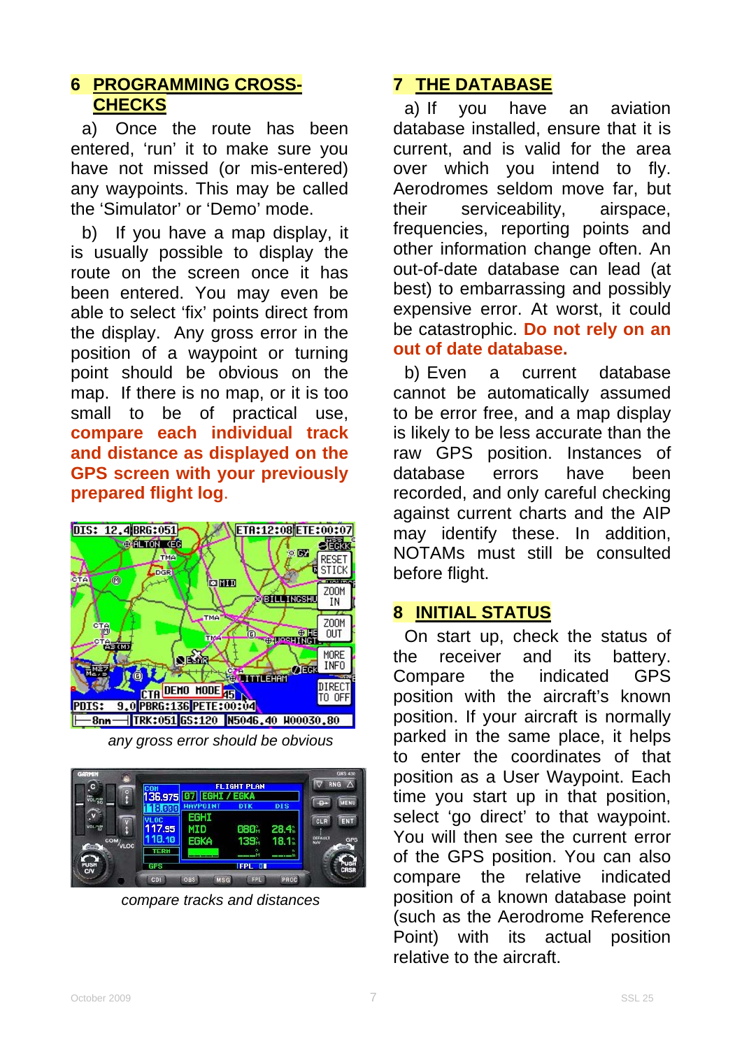## 6 PROGRAMMING CROSS-CHECKS

a) Once the route has been entered, 'run' it to make sure you have not missed (or mis-entered) any waypoints. This may be called the 'Simulator' or 'Demo' mode.

b) If you have a map display, it is usually possible to display the route on the screen once it has been entered. You may even be able to select 'fix' points direct from the display. Any gross error in the position of a waypoint or turning point should be obvious on the map. If there is no map, or it is too small to be of practical use, **compare each individual track and distance as displayed on the GPS screen with your previously prepared flight log**.

*any gross error should be obvious*

*compare tracks and distances*

## 7 THE DATABASE

a) If you have an aviation database installed, ensure that it is current, and is valid for the area over which you intend to fly. Aerodromes seldom move far, but their serviceability, airspace, frequencies, reporting points and other information change often. An out-of-date database can lead (at best) to embarrassing and possibly expensive error. At worst, it could be catastrophic. **Do not rely on an out of date database.**

b) Even a current database cannot be automatically assumed to be error free, and a map display is likely to be less accurate than the raw GPS position. Instances of database errors have been recorded, and only careful checking against current charts and the AIP may identify these. In addition, NOTAMs must still be consulted before flight.

## 8 INITIAL STATUS

On start up, check the status of the receiver and its battery. Compare the indicated GPS position with the aircraft's known position. If your aircraft is normally parked in the same place, it helps to enter the coordinates of that position as a User Waypoint. Each time you start up in that position, select 'go direct' to that waypoint. You will then see the current error of the GPS position. You can also compare the relative indicated position of a known database point (such as the Aerodrome Reference Point) with its actual position relative to the aircraft.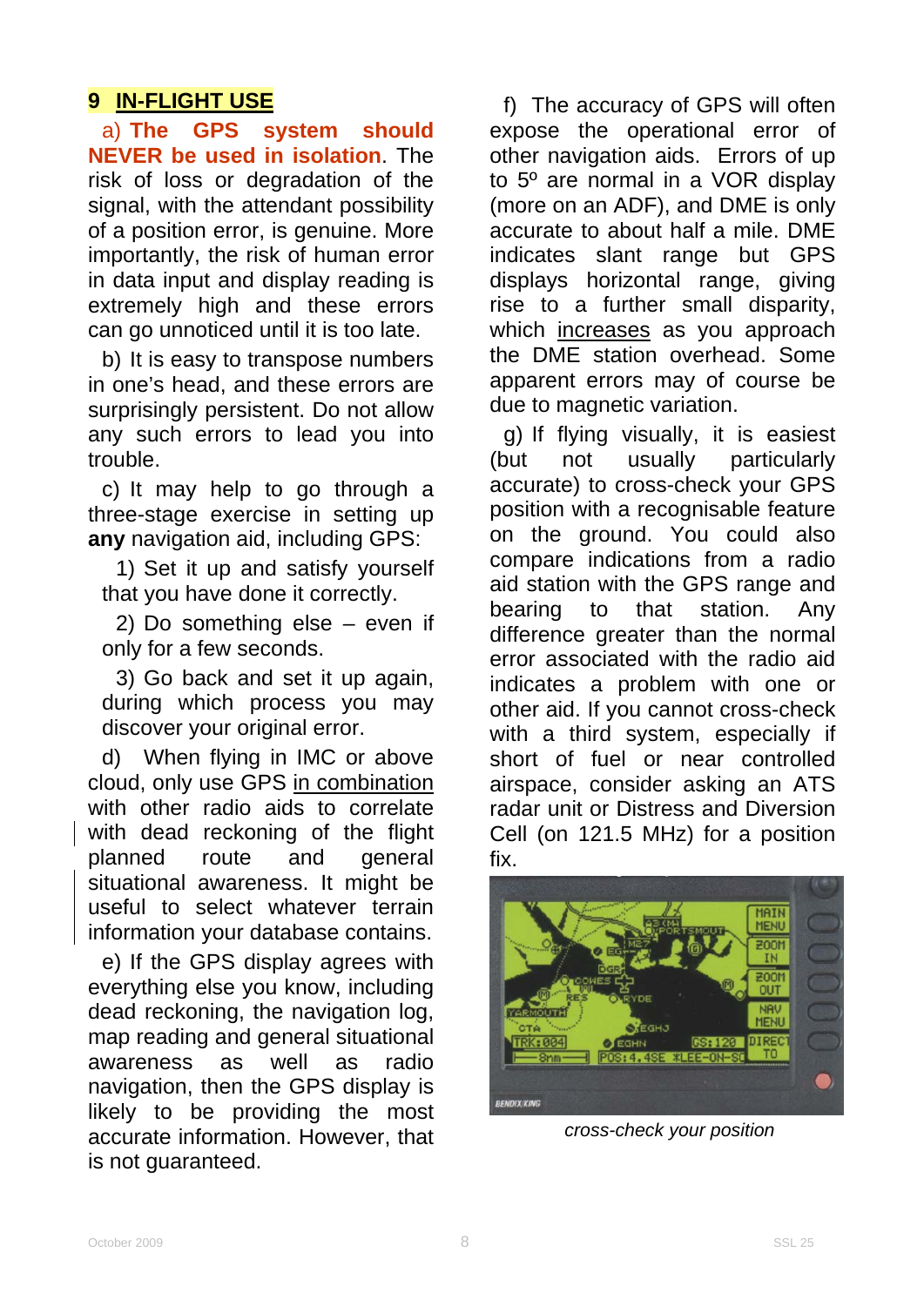## 9 IN-FLIGHT USE

a) **The GPS system should NEVER be used in isolation**. The risk of loss or degradation of the signal, with the attendant possibility of a position error, is genuine. More importantly, the risk of human error in data input and display reading is extremely high and these errors can go unnoticed until it is too late.

b) It is easy to transpose numbers in one's head, and these errors are surprisingly persistent. Do not allow any such errors to lead you into trouble.

c) It may help to go through a three-stage exercise in setting up **any** navigation aid, including GPS:

1) Set it up and satisfy yourself that you have done it correctly.

2) Do something else – even if only for a few seconds.

3) Go back and set it up again, during which process you may discover your original error.

d) When flying in IMC or above cloud, only use GPS in combination with other radio aids to correlate with dead reckoning of the flight planned route and general situational awareness. It might be useful to select whatever terrain information your database contains.

e) If the GPS display agrees with everything else you know, including dead reckoning, the navigation log, map reading and general situational awareness as well as radio navigation, then the GPS display is likely to be providing the most accurate information. However, that is not guaranteed.

f) The accuracy of GPS will often expose the operational error of other navigation aids. Errors of up to 5º are normal in a VOR display (more on an ADF), and DME is only accurate to about half a mile. DME indicates slant range but GPS displays horizontal range, giving rise to a further small disparity, which increases as you approach the DME station overhead. Some apparent errors may of course be due to magnetic variation.

g) If flying visually, it is easiest (but not usually particularly accurate) to cross-check your GPS position with a recognisable feature on the ground. You could also compare indications from a radio aid station with the GPS range and bearing to that station. Any difference greater than the normal error associated with the radio aid indicates a problem with one or other aid. If you cannot cross-check with a third system, especially if short of fuel or near controlled airspace, consider asking an ATS radar unit or Distress and Diversion Cell (on 121.5 MHz) for a position fix.

*cross-check your position*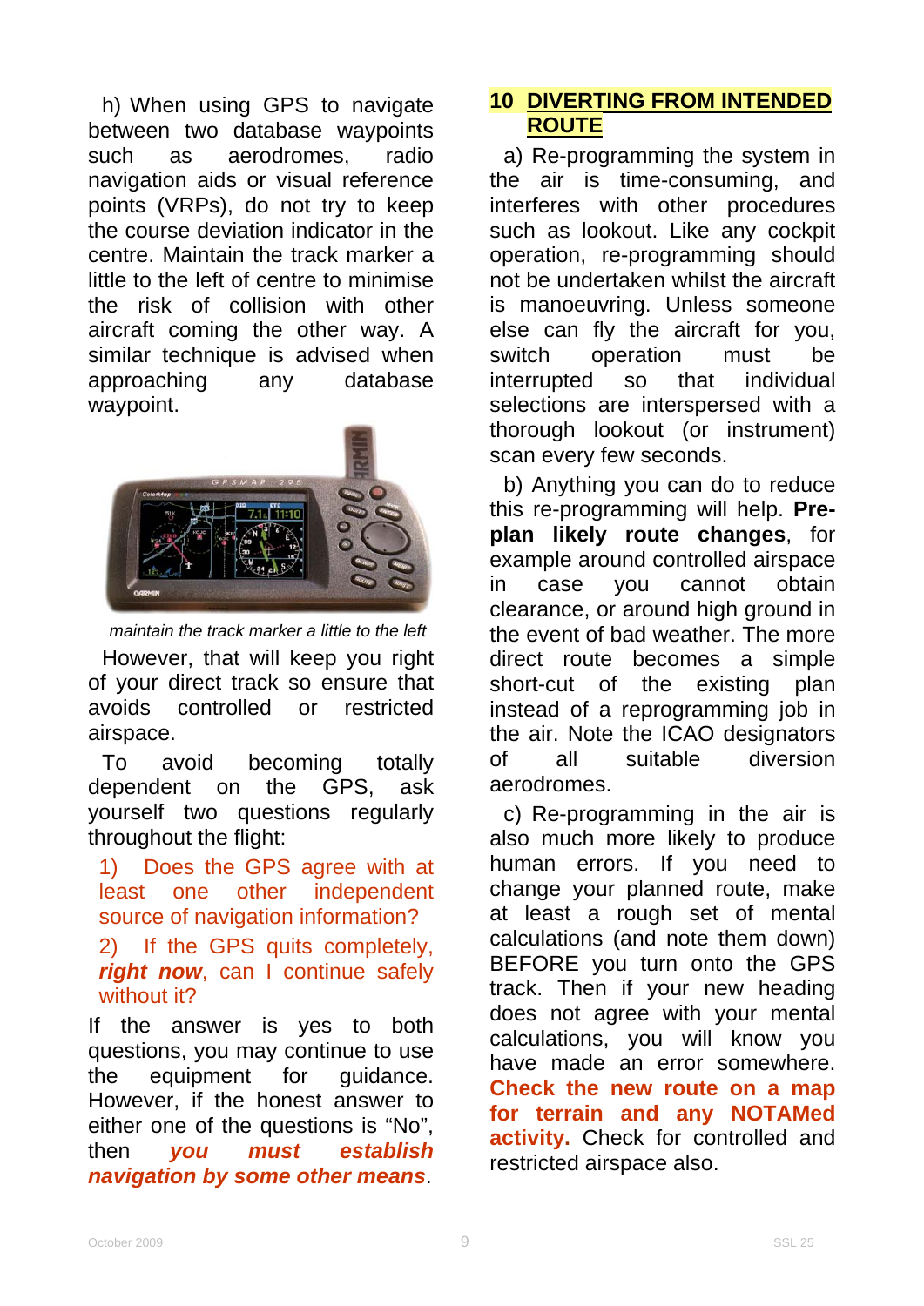h) When using GPS to navigate between two database waypoints such as aerodromes, radio navigation aids or visual reference points (VRPs), do not try to keep the course deviation indicator in the centre. Maintain the track marker a little to the left of centre to minimise the risk of collision with other aircraft coming the other way. A similar technique is advised when approaching any database waypoint.

*maintain the track marker a little to the left*

However, that will keep you right of your direct track so ensure that avoids controlled or restricted airspace.

To avoid becoming totally dependent on the GPS, ask yourself two questions regularly throughout the flight:

1) Does the GPS agree with at least one other independent source of navigation information?

2) If the GPS quits completely, ***right now***, can I continue safely without it?

If the answer is yes to both questions, you may continue to use the equipment for guidance. However, if the honest answer to either one of the questions is "No", then ***you must establish navigation by some other means***.

## 10 DIVERTING FROM INTENDED ROUTE

a) Re-programming the system in the air is time-consuming, and interferes with other procedures such as lookout. Like any cockpit operation, re-programming should not be undertaken whilst the aircraft is manoeuvring. Unless someone else can fly the aircraft for you, switch operation must be interrupted so that individual selections are interspersed with a thorough lookout (or instrument) scan every few seconds.

b) Anything you can do to reduce this re-programming will help. **Pre-plan likely route changes**, for example around controlled airspace in case you cannot obtain clearance, or around high ground in the event of bad weather. The more direct route becomes a simple short-cut of the existing plan instead of a reprogramming job in the air. Note the ICAO designators of all suitable diversion aerodromes.

c) Re-programming in the air is also much more likely to produce human errors. If you need to change your planned route, make at least a rough set of mental calculations (and note them down) BEFORE you turn onto the GPS track. Then if your new heading does not agree with your mental calculations, you will know you have made an error somewhere. **Check the new route on a map for terrain and any NOTAMed activity.** Check for controlled and restricted airspace also.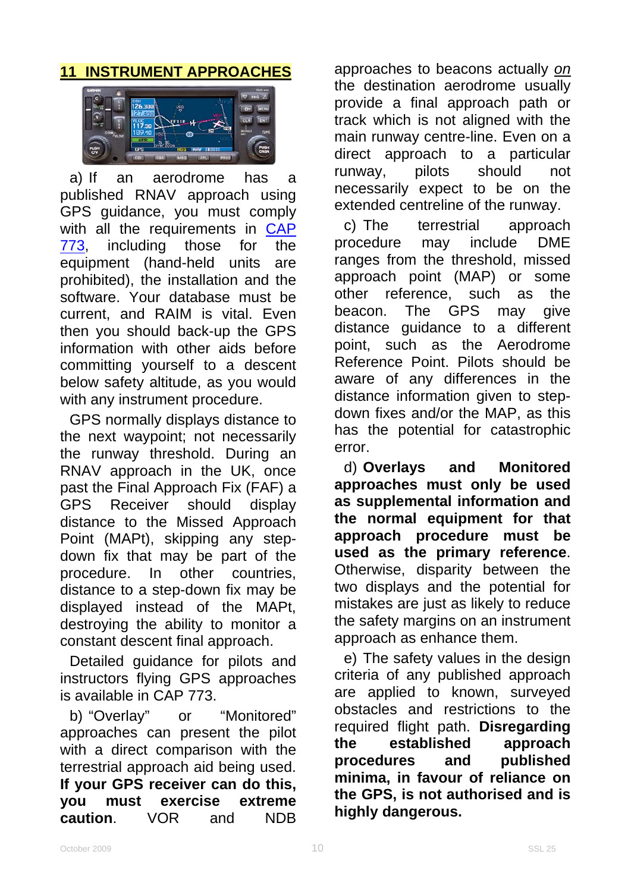## 11 INSTRUMENT APPROACHES

a) If an aerodrome has a published RNAV approach using GPS guidance, you must comply with all the requirements in CAP 773, including those for the equipment (hand-held units are prohibited), the installation and the software. Your database must be current, and RAIM is vital. Even then you should back-up the GPS information with other aids before committing yourself to a descent below safety altitude, as you would with any instrument procedure.

GPS normally displays distance to the next waypoint; not necessarily the runway threshold. During an RNAV approach in the UK, once past the Final Approach Fix (FAF) a GPS Receiver should display distance to the Missed Approach Point (MAPt), skipping any step-down fix that may be part of the procedure. In other countries, distance to a step-down fix may be displayed instead of the MAPt, destroying the ability to monitor a constant descent final approach.

Detailed guidance for pilots and instructors flying GPS approaches is available in CAP 773.

b) "Overlay" or "Monitored" approaches can present the pilot with a direct comparison with the terrestrial approach aid being used. **If your GPS receiver can do this, you must exercise extreme caution**. VOR and NDB approaches to beacons actually *on* the destination aerodrome usually provide a final approach path or track which is not aligned with the main runway centre-line. Even on a direct approach to a particular runway, pilots should not necessarily expect to be on the extended centreline of the runway.

c) The terrestrial approach procedure may include DME ranges from the threshold, missed approach point (MAP) or some other reference, such as the beacon. The GPS may give distance guidance to a different point, such as the Aerodrome Reference Point. Pilots should be aware of any differences in the distance information given to step-down fixes and/or the MAP, as this has the potential for catastrophic error.

d) **Overlays and Monitored approaches must only be used as supplemental information and the normal equipment for that approach procedure must be used as the primary reference**. Otherwise, disparity between the two displays and the potential for mistakes are just as likely to reduce the safety margins on an instrument approach as enhance them.

e) The safety values in the design criteria of any published approach are applied to known, surveyed obstacles and restrictions to the required flight path. **Disregarding the established approach procedures and published minima, in favour of reliance on the GPS, is not authorised and is highly dangerous.**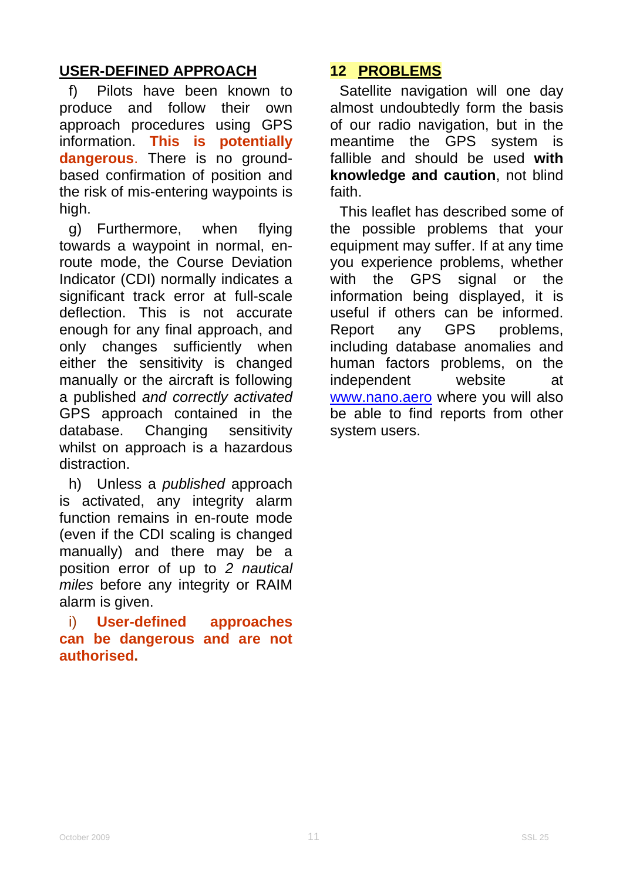## USER-DEFINED APPROACH

f) Pilots have been known to produce and follow their own approach procedures using GPS information. **This is potentially dangerous**. There is no ground-based confirmation of position and the risk of mis-entering waypoints is high.

g) Furthermore, when flying towards a waypoint in normal, en-route mode, the Course Deviation Indicator (CDI) normally indicates a significant track error at full-scale deflection. This is not accurate enough for any final approach, and only changes sufficiently when either the sensitivity is changed manually or the aircraft is following a published *and correctly activated* GPS approach contained in the database. Changing sensitivity whilst on approach is a hazardous distraction.

h) Unless a *published* approach is activated, any integrity alarm function remains in en-route mode (even if the CDI scaling is changed manually) and there may be a position error of up to *2 nautical miles* before any integrity or RAIM alarm is given.

i) **User-defined approaches can be dangerous and are not authorised.**

## 12 PROBLEMS

Satellite navigation will one day almost undoubtedly form the basis of our radio navigation, but in the meantime the GPS system is fallible and should be used **with knowledge and caution**, not blind faith.

This leaflet has described some of the possible problems that your equipment may suffer. If at any time you experience problems, whether with the GPS signal or the information being displayed, it is useful if others can be informed. Report any GPS problems, including database anomalies and human factors problems, on the independent website at www.nano.aero where you will also be able to find reports from other system users.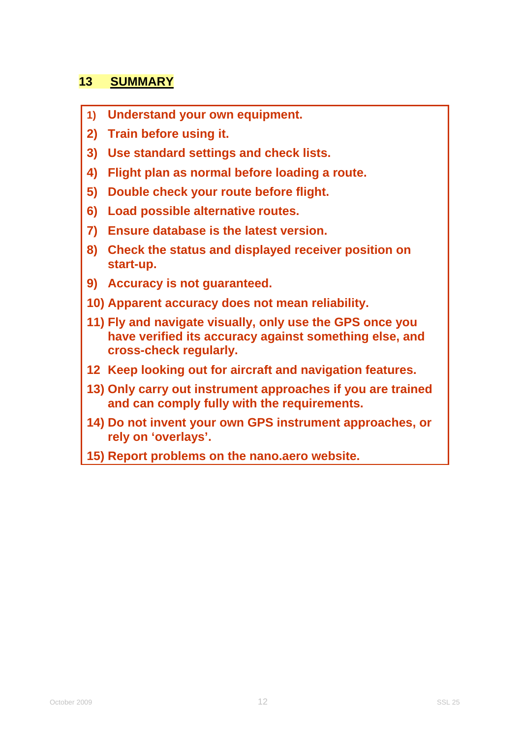## 13 SUMMARY

1) **Understand your own equipment.**
2) **Train before using it.**
3) **Use standard settings and check lists.**
4) **Flight plan as normal before loading a route.**
5) **Double check your route before flight.**
6) **Load possible alternative routes.**
7) **Ensure database is the latest version.**
8) **Check the status and displayed receiver position on start-up.**
9) **Accuracy is not guaranteed.**
10) **Apparent accuracy does not mean reliability.**
11) **Fly and navigate visually, only use the GPS once you have verified its accuracy against something else, and cross-check regularly.**
12 **Keep looking out for aircraft and navigation features.**
13) **Only carry out instrument approaches if you are trained and can comply fully with the requirements.**
14) **Do not invent your own GPS instrument approaches, or rely on 'overlays'.**
15) **Report problems on the nano.aero website.**